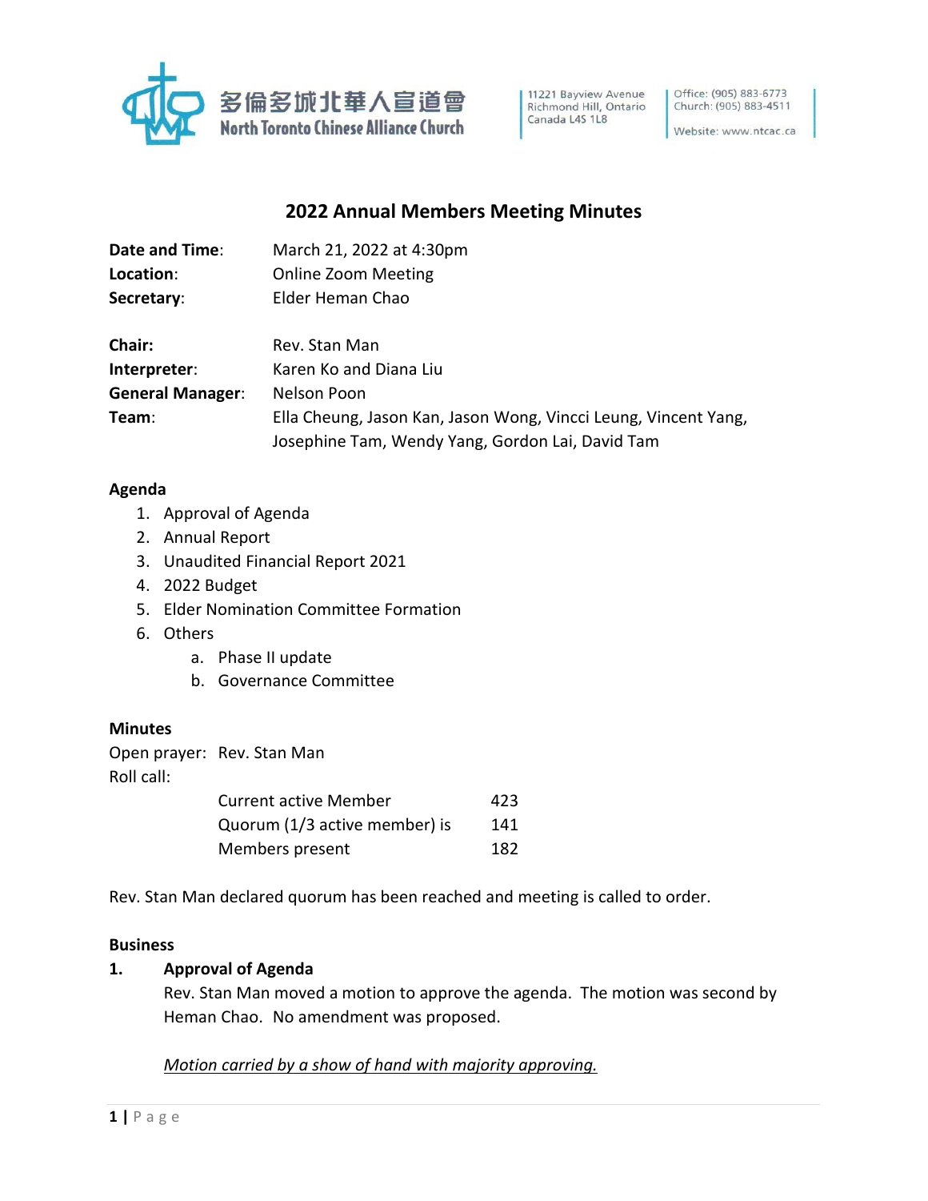多倫多城北華人宣道會
North Toronto Chinese Alliance Church

11221 Bayview Avenue
Richmond Hill, Ontario
Canada L4S 1L8

Office: (905) 883-6773
Church: (905) 883-4511

Website: www.ntcac.ca

# 2022 Annual Members Meeting Minutes

| | |
|---|---|
| **Date and Time**: | March 21, 2022 at 4:30pm |
| **Location**: | Online Zoom Meeting |
| **Secretary**: | Elder Heman Chao |

| | |
|---|---|
| **Chair:** | Rev. Stan Man |
| **Interpreter**: | Karen Ko and Diana Liu |
| **General Manager**: | Nelson Poon |
| **Team**: | Ella Cheung, Jason Kan, Jason Wong, Vincci Leung, Vincent Yang, Josephine Tam, Wendy Yang, Gordon Lai, David Tam |

**Agenda**

1. Approval of Agenda
2. Annual Report
3. Unaudited Financial Report 2021
4. 2022 Budget
5. Elder Nomination Committee Formation
6. Others
   a. Phase II update
   b. Governance Committee

**Minutes**

Open prayer: Rev. Stan Man

Roll call:

| | |
|---|---|
| Current active Member | 423 |
| Quorum (1/3 active member) is | 141 |
| Members present | 182 |

Rev. Stan Man declared quorum has been reached and meeting is called to order.

**Business**

**1. Approval of Agenda**

Rev. Stan Man moved a motion to approve the agenda. The motion was second by Heman Chao. No amendment was proposed.

*Motion carried by a show of hand with majority approving.*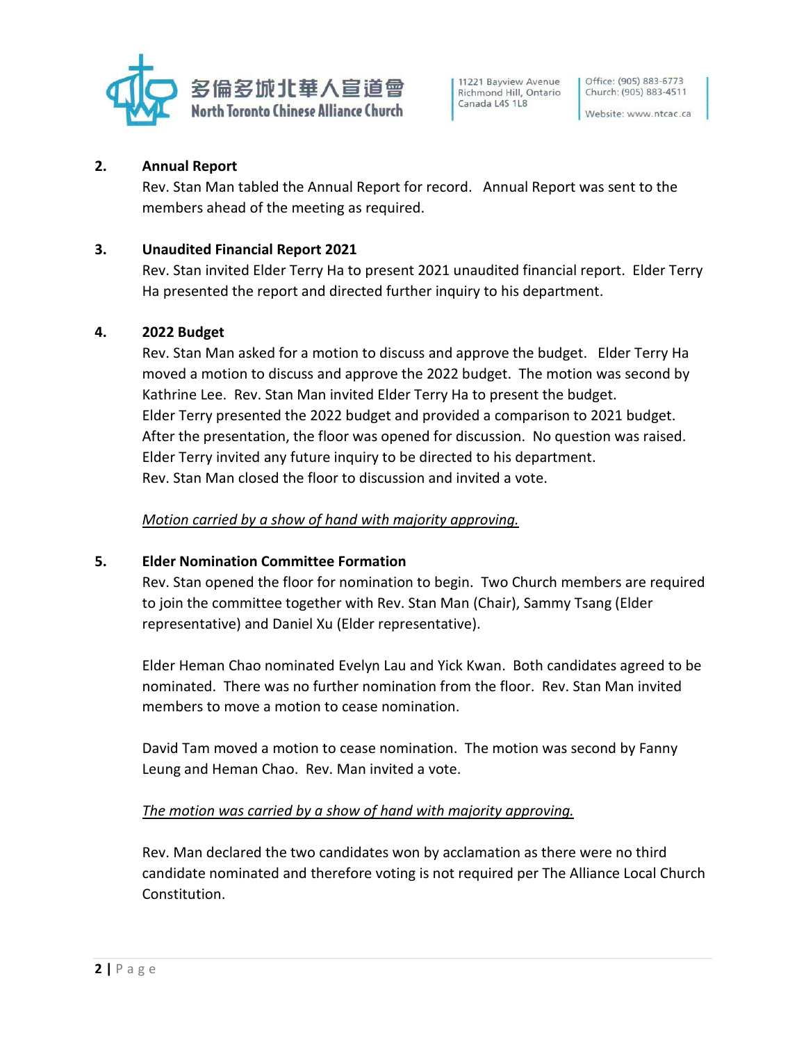**2. Annual Report**

Rev. Stan Man tabled the Annual Report for record. Annual Report was sent to the members ahead of the meeting as required.

**3. Unaudited Financial Report 2021**

Rev. Stan invited Elder Terry Ha to present 2021 unaudited financial report. Elder Terry Ha presented the report and directed further inquiry to his department.

**4. 2022 Budget**

Rev. Stan Man asked for a motion to discuss and approve the budget. Elder Terry Ha moved a motion to discuss and approve the 2022 budget. The motion was second by Kathrine Lee. Rev. Stan Man invited Elder Terry Ha to present the budget.
Elder Terry presented the 2022 budget and provided a comparison to 2021 budget.
After the presentation, the floor was opened for discussion. No question was raised.
Elder Terry invited any future inquiry to be directed to his department.
Rev. Stan Man closed the floor to discussion and invited a vote.

*Motion carried by a show of hand with majority approving.*

**5. Elder Nomination Committee Formation**

Rev. Stan opened the floor for nomination to begin. Two Church members are required to join the committee together with Rev. Stan Man (Chair), Sammy Tsang (Elder representative) and Daniel Xu (Elder representative).

Elder Heman Chao nominated Evelyn Lau and Yick Kwan. Both candidates agreed to be nominated. There was no further nomination from the floor. Rev. Stan Man invited members to move a motion to cease nomination.

David Tam moved a motion to cease nomination. The motion was second by Fanny Leung and Heman Chao. Rev. Man invited a vote.

*The motion was carried by a show of hand with majority approving.*

Rev. Man declared the two candidates won by acclamation as there were no third candidate nominated and therefore voting is not required per The Alliance Local Church Constitution.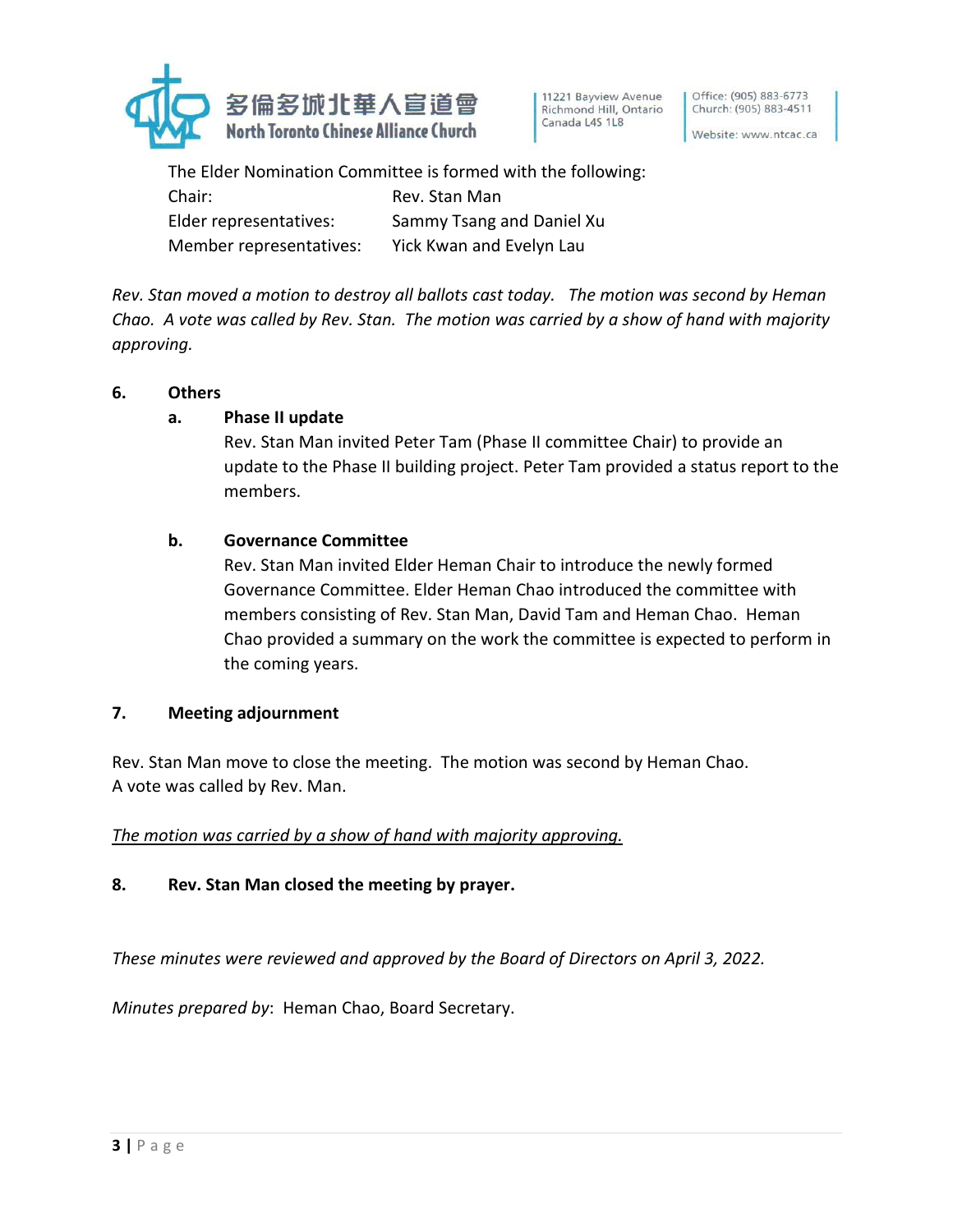The Elder Nomination Committee is formed with the following:

| | |
|---|---|
| Chair: | Rev. Stan Man |
| Elder representatives: | Sammy Tsang and Daniel Xu |
| Member representatives: | Yick Kwan and Evelyn Lau |

*Rev. Stan moved a motion to destroy all ballots cast today. The motion was second by Heman Chao. A vote was called by Rev. Stan. The motion was carried by a show of hand with majority approving.*

## 6. Others

### a. Phase II update

Rev. Stan Man invited Peter Tam (Phase II committee Chair) to provide an update to the Phase II building project. Peter Tam provided a status report to the members.

### b. Governance Committee

Rev. Stan Man invited Elder Heman Chair to introduce the newly formed Governance Committee. Elder Heman Chao introduced the committee with members consisting of Rev. Stan Man, David Tam and Heman Chao. Heman Chao provided a summary on the work the committee is expected to perform in the coming years.

## 7. Meeting adjournment

Rev. Stan Man move to close the meeting. The motion was second by Heman Chao.
A vote was called by Rev. Man.

*<u>The motion was carried by a show of hand with majority approving.</u>*

## 8. Rev. Stan Man closed the meeting by prayer.

*These minutes were reviewed and approved by the Board of Directors on April 3, 2022.*

*Minutes prepared by*: Heman Chao, Board Secretary.